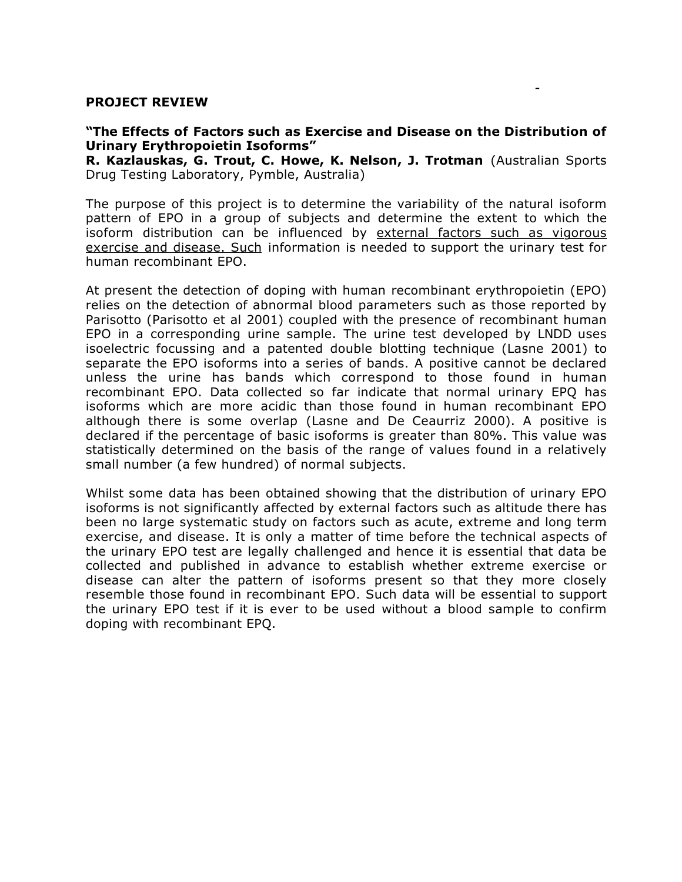**PROJECT REVIEW**

**"The Effects of Factors such as Exercise and Disease on the Distribution of Urinary Erythropoietin Isoforms"**
**R. Kazlauskas, G. Trout, C. Howe, K. Nelson, J. Trotman** (Australian Sports Drug Testing Laboratory, Pymble, Australia)

The purpose of this project is to determine the variability of the natural isoform pattern of EPO in a group of subjects and determine the extent to which the isoform distribution can be influenced by external factors such as vigorous exercise and disease. Such information is needed to support the urinary test for human recombinant EPO.

At present the detection of doping with human recombinant erythropoietin (EPO) relies on the detection of abnormal blood parameters such as those reported by Parisotto (Parisotto et al 2001) coupled with the presence of recombinant human EPO in a corresponding urine sample. The urine test developed by LNDD uses isoelectric focussing and a patented double blotting technique (Lasne 2001) to separate the EPO isoforms into a series of bands. A positive cannot be declared unless the urine has bands which correspond to those found in human recombinant EPO. Data collected so far indicate that normal urinary EPQ has isoforms which are more acidic than those found in human recombinant EPO although there is some overlap (Lasne and De Ceaurriz 2000). A positive is declared if the percentage of basic isoforms is greater than 80%. This value was statistically determined on the basis of the range of values found in a relatively small number (a few hundred) of normal subjects.

Whilst some data has been obtained showing that the distribution of urinary EPO isoforms is not significantly affected by external factors such as altitude there has been no large systematic study on factors such as acute, extreme and long term exercise, and disease. It is only a matter of time before the technical aspects of the urinary EPO test are legally challenged and hence it is essential that data be collected and published in advance to establish whether extreme exercise or disease can alter the pattern of isoforms present so that they more closely resemble those found in recombinant EPO. Such data will be essential to support the urinary EPO test if it is ever to be used without a blood sample to confirm doping with recombinant EPQ.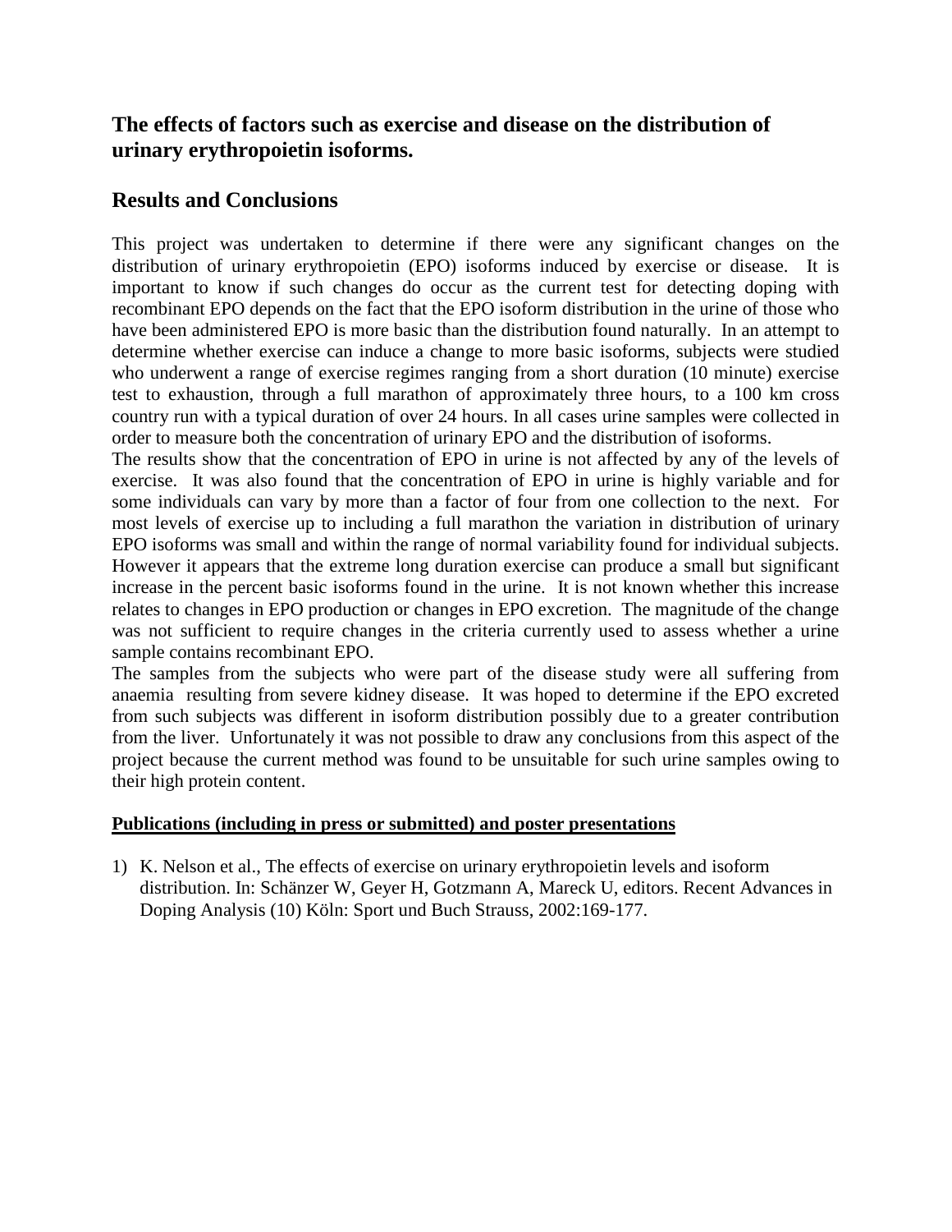## The effects of factors such as exercise and disease on the distribution of urinary erythropoietin isoforms.

## Results and Conclusions

This project was undertaken to determine if there were any significant changes on the distribution of urinary erythropoietin (EPO) isoforms induced by exercise or disease. It is important to know if such changes do occur as the current test for detecting doping with recombinant EPO depends on the fact that the EPO isoform distribution in the urine of those who have been administered EPO is more basic than the distribution found naturally. In an attempt to determine whether exercise can induce a change to more basic isoforms, subjects were studied who underwent a range of exercise regimes ranging from a short duration (10 minute) exercise test to exhaustion, through a full marathon of approximately three hours, to a 100 km cross country run with a typical duration of over 24 hours. In all cases urine samples were collected in order to measure both the concentration of urinary EPO and the distribution of isoforms.

The results show that the concentration of EPO in urine is not affected by any of the levels of exercise. It was also found that the concentration of EPO in urine is highly variable and for some individuals can vary by more than a factor of four from one collection to the next. For most levels of exercise up to including a full marathon the variation in distribution of urinary EPO isoforms was small and within the range of normal variability found for individual subjects. However it appears that the extreme long duration exercise can produce a small but significant increase in the percent basic isoforms found in the urine. It is not known whether this increase relates to changes in EPO production or changes in EPO excretion. The magnitude of the change was not sufficient to require changes in the criteria currently used to assess whether a urine sample contains recombinant EPO.

The samples from the subjects who were part of the disease study were all suffering from anaemia resulting from severe kidney disease. It was hoped to determine if the EPO excreted from such subjects was different in isoform distribution possibly due to a greater contribution from the liver. Unfortunately it was not possible to draw any conclusions from this aspect of the project because the current method was found to be unsuitable for such urine samples owing to their high protein content.

**Publications (including in press or submitted) and poster presentations**

1) K. Nelson et al., The effects of exercise on urinary erythropoietin levels and isoform distribution. In: Schänzer W, Geyer H, Gotzmann A, Mareck U, editors. Recent Advances in Doping Analysis (10) Köln: Sport und Buch Strauss, 2002:169-177.